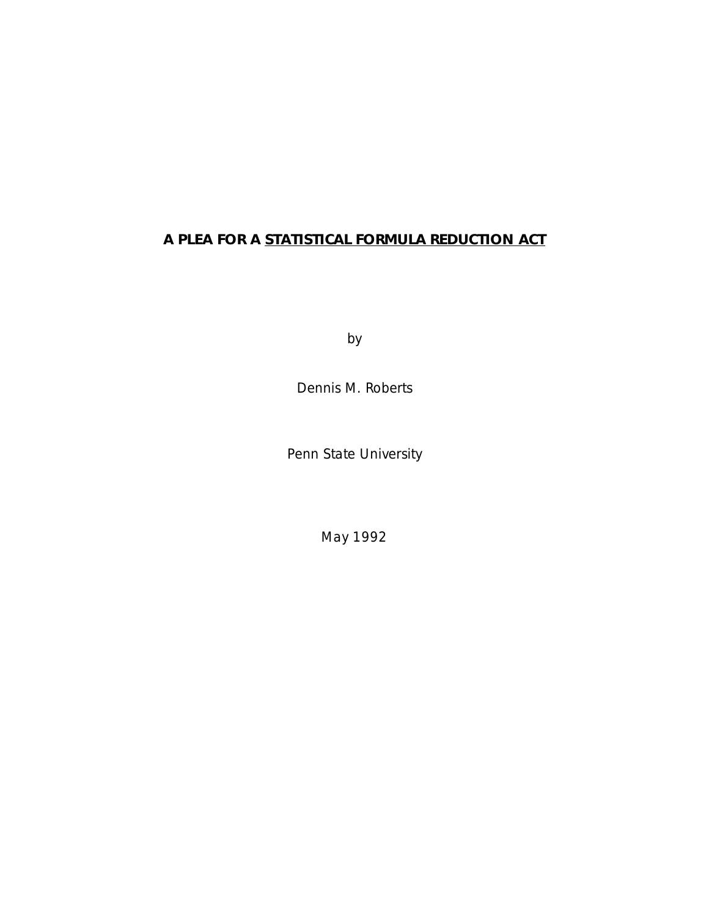# A PLEA FOR A <u>STATISTICAL FORMULA REDUCTION ACT</u>

by

Dennis M. Roberts

Penn State University

May 1992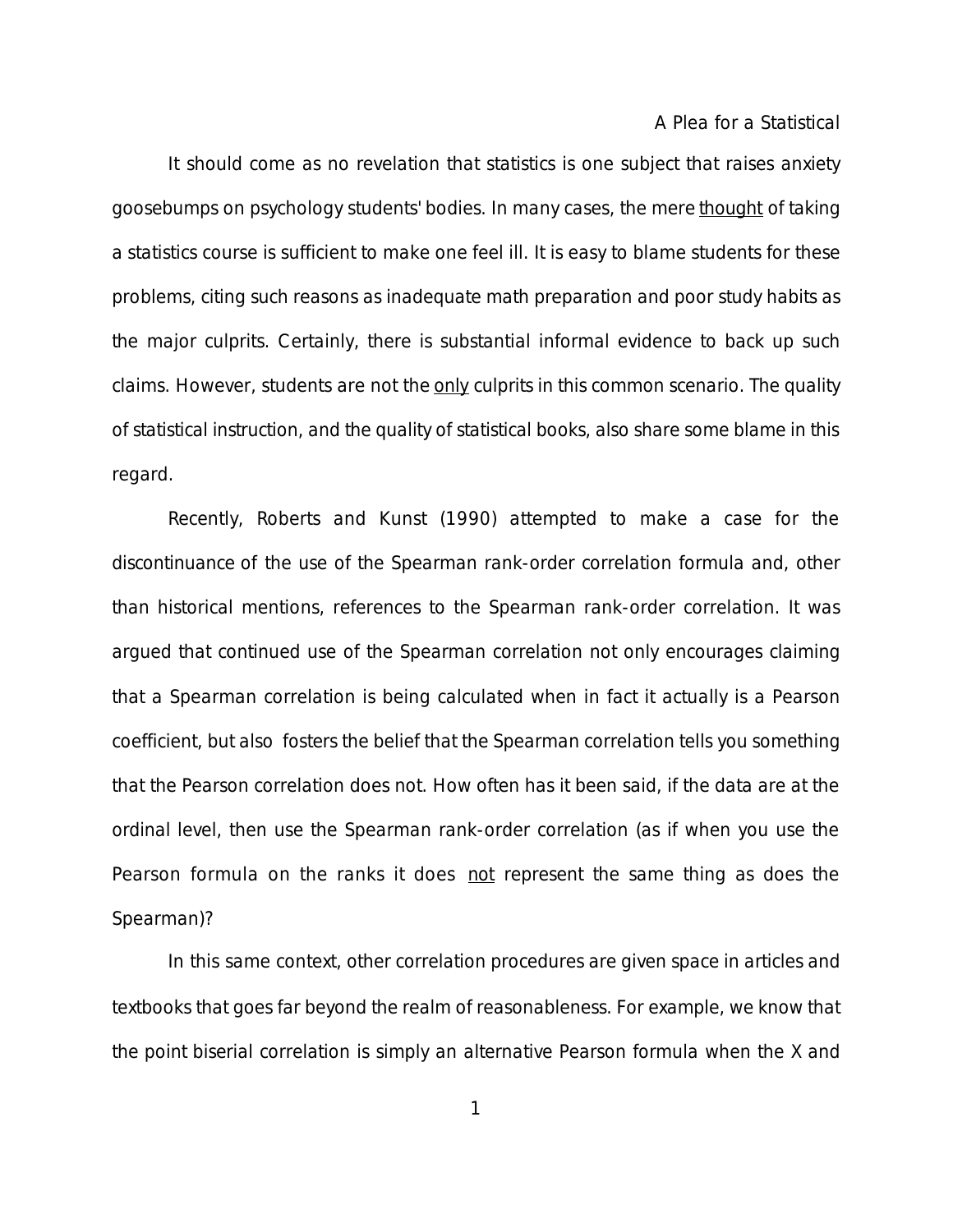It should come as no revelation that statistics is one subject that raises anxiety goosebumps on psychology students' bodies. In many cases, the mere <u>thought</u> of taking a statistics course is sufficient to make one feel ill. It is easy to blame students for these problems, citing such reasons as inadequate math preparation and poor study habits as the major culprits. Certainly, there is substantial informal evidence to back up such claims. However, students are not the <u>only</u> culprits in this common scenario. The quality of statistical instruction, and the quality of statistical books, also share some blame in this regard.

Recently, Roberts and Kunst (1990) attempted to make a case for the discontinuance of the use of the Spearman rank-order correlation formula and, other than historical mentions, references to the Spearman rank-order correlation. It was argued that continued use of the Spearman correlation not only encourages claiming that a Spearman correlation is being calculated when in fact it actually is a Pearson coefficient, but also fosters the belief that the Spearman correlation tells you something that the Pearson correlation does not. How often has it been said, if the data are at the ordinal level, then use the Spearman rank-order correlation (as if when you use the Pearson formula on the ranks it does <u>not</u> represent the same thing as does the Spearman)?

In this same context, other correlation procedures are given space in articles and textbooks that goes far beyond the realm of reasonableness. For example, we know that the point biserial correlation is simply an alternative Pearson formula when the X and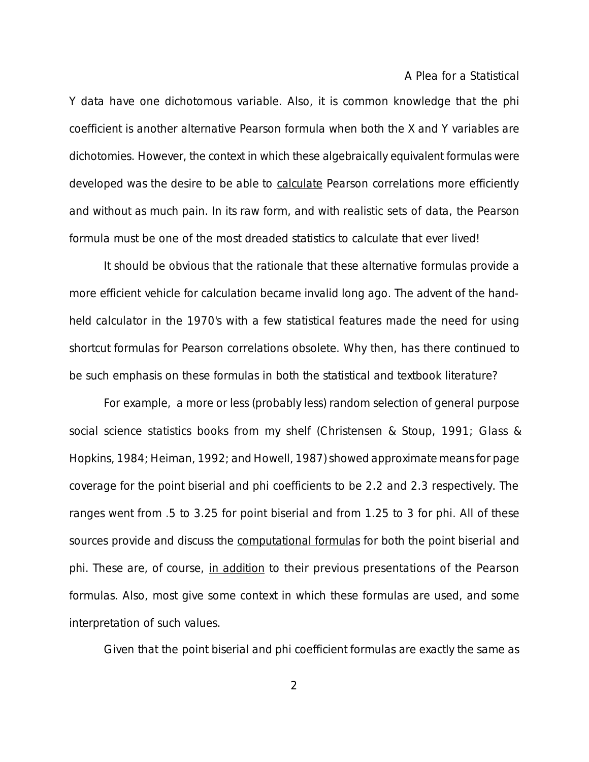Y data have one dichotomous variable. Also, it is common knowledge that the phi coefficient is another alternative Pearson formula when both the X and Y variables are dichotomies. However, the context in which these algebraically equivalent formulas were developed was the desire to be able to <u>calculate</u> Pearson correlations more efficiently and without as much pain. In its raw form, and with realistic sets of data, the Pearson formula must be one of the most dreaded statistics to calculate that ever lived!

It should be obvious that the rationale that these alternative formulas provide a more efficient vehicle for calculation became invalid long ago. The advent of the hand-held calculator in the 1970's with a few statistical features made the need for using shortcut formulas for Pearson correlations obsolete. Why then, has there continued to be such emphasis on these formulas in both the statistical and textbook literature?

For example, a more or less (probably less) random selection of general purpose social science statistics books from my shelf (Christensen & Stoup, 1991; Glass & Hopkins, 1984; Heiman, 1992; and Howell, 1987) showed approximate means for page coverage for the point biserial and phi coefficients to be 2.2 and 2.3 respectively. The ranges went from .5 to 3.25 for point biserial and from 1.25 to 3 for phi. All of these sources provide and discuss the <u>computational formulas</u> for both the point biserial and phi. These are, of course, <u>in addition</u> to their previous presentations of the Pearson formulas. Also, most give some context in which these formulas are used, and some interpretation of such values.

Given that the point biserial and phi coefficient formulas are exactly the same as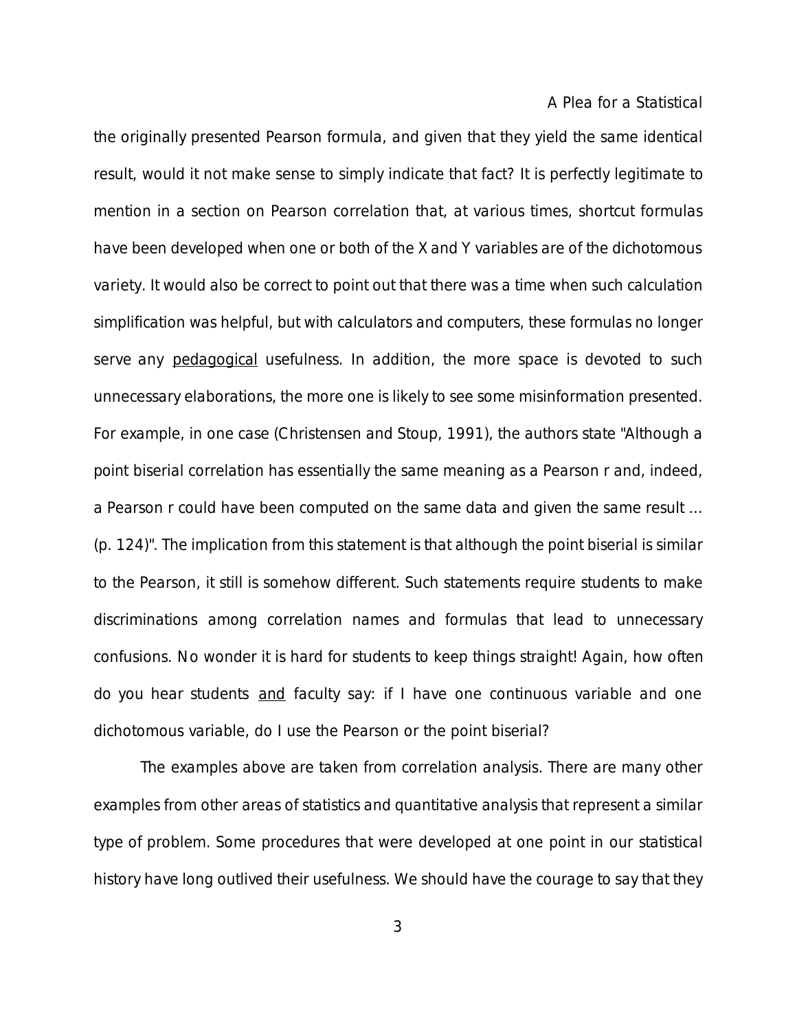the originally presented Pearson formula, and given that they yield the same identical result, would it not make sense to simply indicate that fact? It is perfectly legitimate to mention in a section on Pearson correlation that, at various times, shortcut formulas have been developed when one or both of the X and Y variables are of the dichotomous variety. It would also be correct to point out that there was a time when such calculation simplification was helpful, but with calculators and computers, these formulas no longer serve any <u>pedagogical</u> usefulness. In addition, the more space is devoted to such unnecessary elaborations, the more one is likely to see some misinformation presented. For example, in one case (Christensen and Stoup, 1991), the authors state "Although a point biserial correlation has essentially the same meaning as a Pearson r and, indeed, a Pearson r could have been computed on the same data and given the same result ... (p. 124)". The implication from this statement is that although the point biserial is similar to the Pearson, it still is somehow different. Such statements require students to make discriminations among correlation names and formulas that lead to unnecessary confusions. No wonder it is hard for students to keep things straight! Again, how often do you hear students <u>and</u> faculty say: if I have one continuous variable and one dichotomous variable, do I use the Pearson or the point biserial?

The examples above are taken from correlation analysis. There are many other examples from other areas of statistics and quantitative analysis that represent a similar type of problem. Some procedures that were developed at one point in our statistical history have long outlived their usefulness. We should have the courage to say that they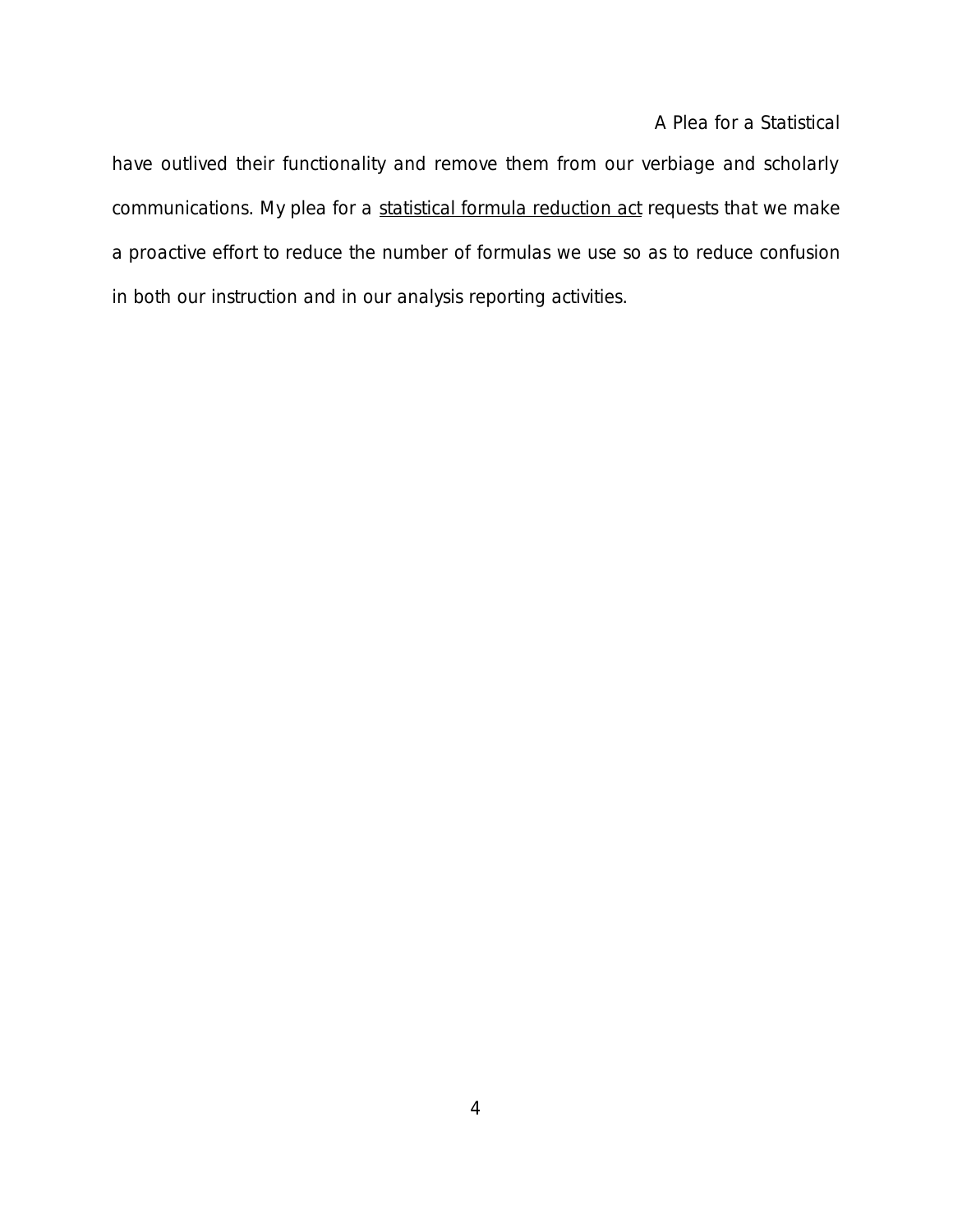have outlived their functionality and remove them from our verbiage and scholarly communications. My plea for a <u>statistical formula reduction act</u> requests that we make a proactive effort to reduce the number of formulas we use so as to reduce confusion in both our instruction and in our analysis reporting activities.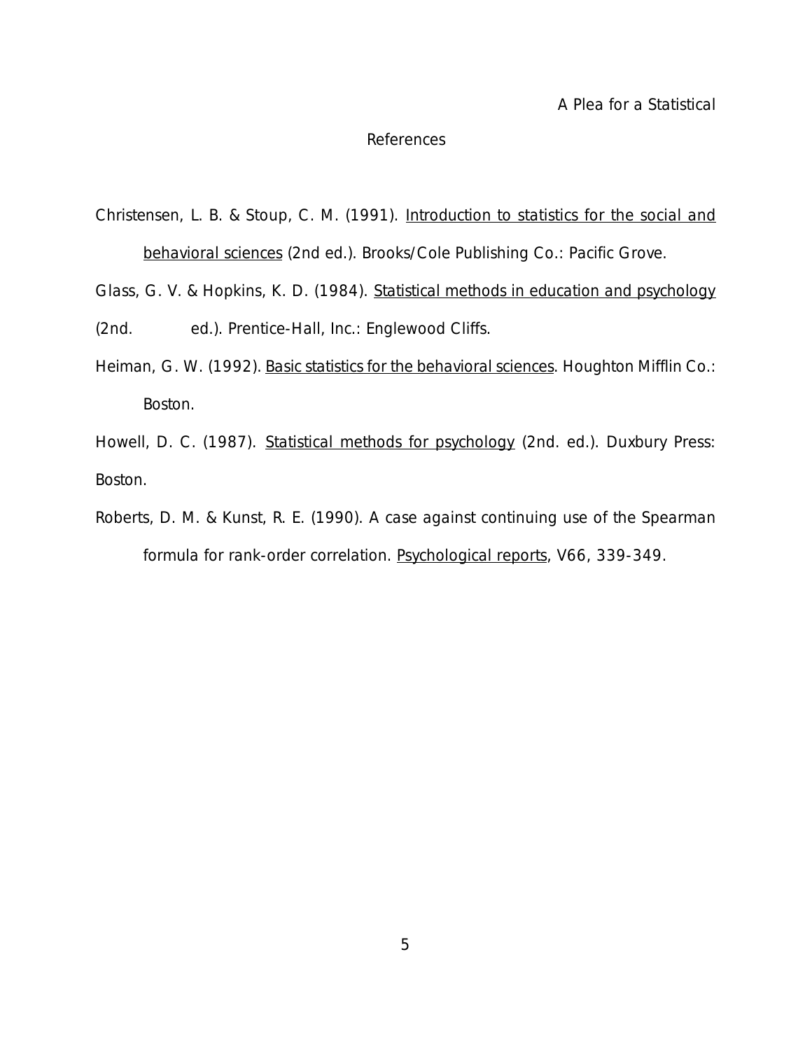## References

Christensen, L. B. & Stoup, C. M. (1991). Introduction to statistics for the social and behavioral sciences (2nd ed.). Brooks/Cole Publishing Co.: Pacific Grove.

Glass, G. V. & Hopkins, K. D. (1984). Statistical methods in education and psychology (2nd. ed.). Prentice-Hall, Inc.: Englewood Cliffs.

Heiman, G. W. (1992). Basic statistics for the behavioral sciences. Houghton Mifflin Co.: Boston.

Howell, D. C. (1987). Statistical methods for psychology (2nd. ed.). Duxbury Press: Boston.

Roberts, D. M. & Kunst, R. E. (1990). A case against continuing use of the Spearman formula for rank-order correlation. Psychological reports, V66, 339-349.